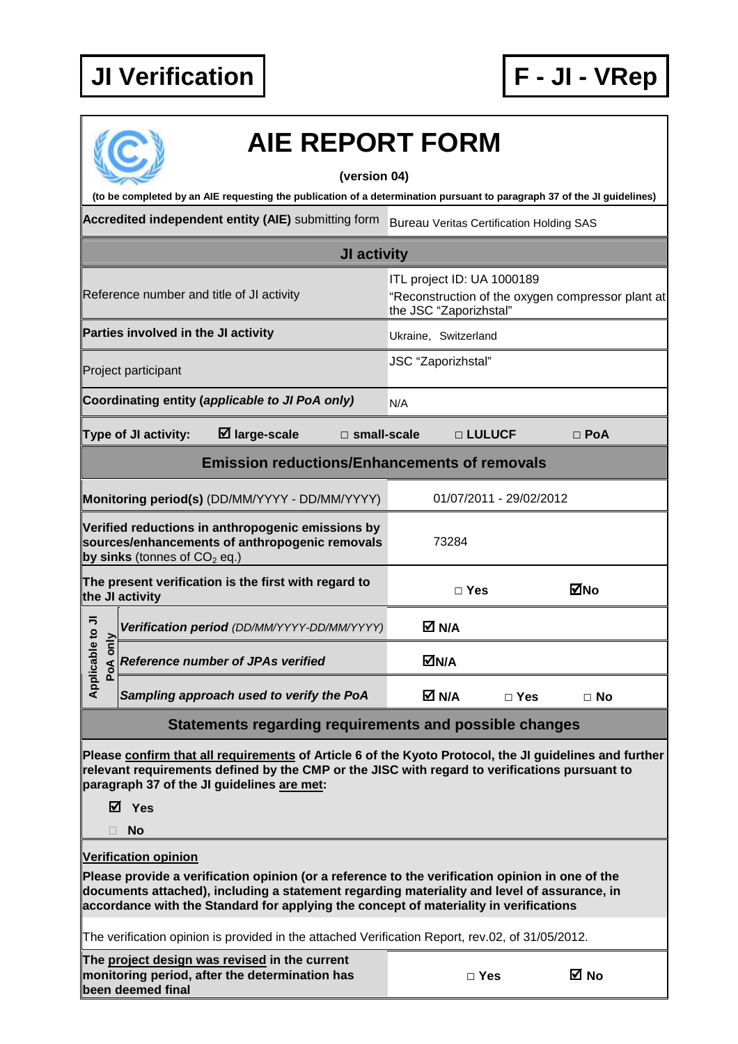**JI Verification** | **F - JI - VRep**

# AIE REPORT FORM

**(version 04)**

**(to be completed by an AIE requesting the publication of a determination pursuant to paragraph 37 of the JI guidelines)**

| **Accredited independent entity (AIE)** submitting form | Bureau Veritas Certification Holding SAS | | |
|---|---|---|---|
| **JI activity** | | | |
| Reference number and title of JI activity | ITL project ID: UA 1000189 "Reconstruction of the oxygen compressor plant at the JSC "Zaporizhstal" | | |
| **Parties involved in the JI activity** | Ukraine, Switzerland | | |
| Project participant | JSC "Zaporizhstal" | | |
| **Coordinating entity (*applicable to JI PoA only*)** | N/A | | |
| **Type of JI activity:** ☑ **large-scale** □ **small-scale** | □ **LULUCF** | □ **PoA** | |
| **Emission reductions/Enhancements of removals** | | | |
| **Monitoring period(s)** (DD/MM/YYYY - DD/MM/YYYY) | 01/07/2011 - 29/02/2012 | | |
| **Verified reductions in anthropogenic emissions by sources/enhancements of anthropogenic removals by sinks** (tonnes of $CO_2$ eq.) | 73284 | | |
| **The present verification is the first with regard to the JI activity** | □ **Yes** | ☑ **No** | |
| *Applicable to JI PoA only:* ***Verification period*** *(DD/MM/YYYY-DD/MM/YYYY)* | ☑ **N/A** | | |
| *Applicable to JI PoA only:* ***Reference number of JPAs verified*** | ☑ **N/A** | | |
| *Applicable to JI PoA only:* ***Sampling approach used to verify the PoA*** | ☑ **N/A** | □ **Yes** | □ **No** |

## Statements regarding requirements and possible changes

**Please confirm that all requirements of Article 6 of the Kyoto Protocol, the JI guidelines and further relevant requirements defined by the CMP or the JISC with regard to verifications pursuant to paragraph 37 of the JI guidelines are met:**

☑ **Yes**

□ **No**

**Verification opinion**

**Please provide a verification opinion (or a reference to the verification opinion in one of the documents attached), including a statement regarding materiality and level of assurance, in accordance with the Standard for applying the concept of materiality in verifications**

The verification opinion is provided in the attached Verification Report, rev.02, of 31/05/2012.

| **The project design was revised in the current monitoring period, after the determination has been deemed final** | □ **Yes** | ☑ **No** |
|---|---|---|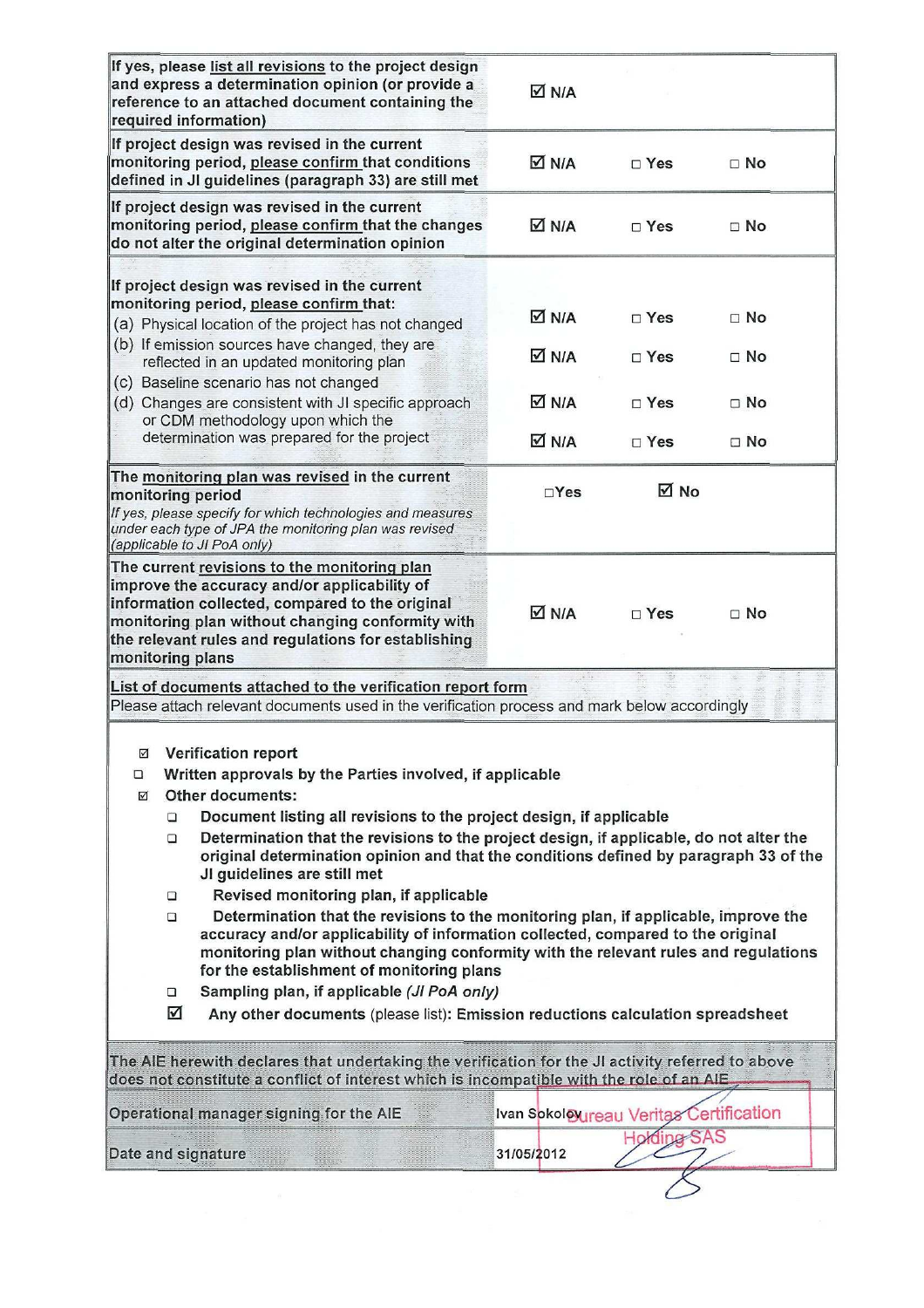| | | | |
|---|---|---|---|
| If yes, please list all revisions to the project design and express a determination opinion (or provide a reference to an attached document containing the required information) | ☑ N/A | | |
| If project design was revised in the current monitoring period, please confirm that conditions defined in JI guidelines (paragraph 33) are still met | ☑ N/A | ☐ Yes | ☐ No |
| If project design was revised in the current monitoring period, please confirm that the changes do not alter the original determination opinion | ☑ N/A | ☐ Yes | ☐ No |
| If project design was revised in the current monitoring period, please confirm that: | | | |
| (a) Physical location of the project has not changed | ☑ N/A | ☐ Yes | ☐ No |
| (b) If emission sources have changed, they are reflected in an updated monitoring plan | ☑ N/A | ☐ Yes | ☐ No |
| (c) Baseline scenario has not changed | ☑ N/A | ☐ Yes | ☐ No |
| (d) Changes are consistent with JI specific approach or CDM methodology upon which the determination was prepared for the project | ☑ N/A | ☐ Yes | ☐ No |
| The monitoring plan was revised in the current monitoring period *If yes, please specify for which technologies and measures under each type of JPA the monitoring plan was revised (applicable to JI PoA only)* | ☐Yes | ☑ No | |
| The current revisions to the monitoring plan improve the accuracy and/or applicability of information collected, compared to the original monitoring plan without changing conformity with the relevant rules and regulations for establishing monitoring plans | ☑ N/A | ☐ Yes | ☐ No |

**List of documents attached to the verification report form**

Please attach relevant documents used in the verification process and mark below accordingly

- ☑ **Verification report**
- ☐ **Written approvals by the Parties involved, if applicable**
- ☑ **Other documents:**
  - ☐ **Document listing all revisions to the project design, if applicable**
  - ☐ **Determination that the revisions to the project design, if applicable, do not alter the original determination opinion and that the conditions defined by paragraph 33 of the JI guidelines are still met**
  - ☐ **Revised monitoring plan, if applicable**
  - ☐ **Determination that the revisions to the monitoring plan, if applicable, improve the accuracy and/or applicability of information collected, compared to the original monitoring plan without changing conformity with the relevant rules and regulations for the establishment of monitoring plans**
  - ☐ **Sampling plan, if applicable** *(JI PoA only)*
  - ☑ **Any other documents** (please list): **Emission reductions calculation spreadsheet**

The AIE herewith declares that undertaking the verification for the JI activity referred to above does not constitute a conflict of interest which is incompatible with the role of an AIE

| | |
|---|---|
| Operational manager signing for the AIE | Ivan Sokolov |
| Date and signature | 31/05/2012 |

Bureau Veritas Certification Holding SAS